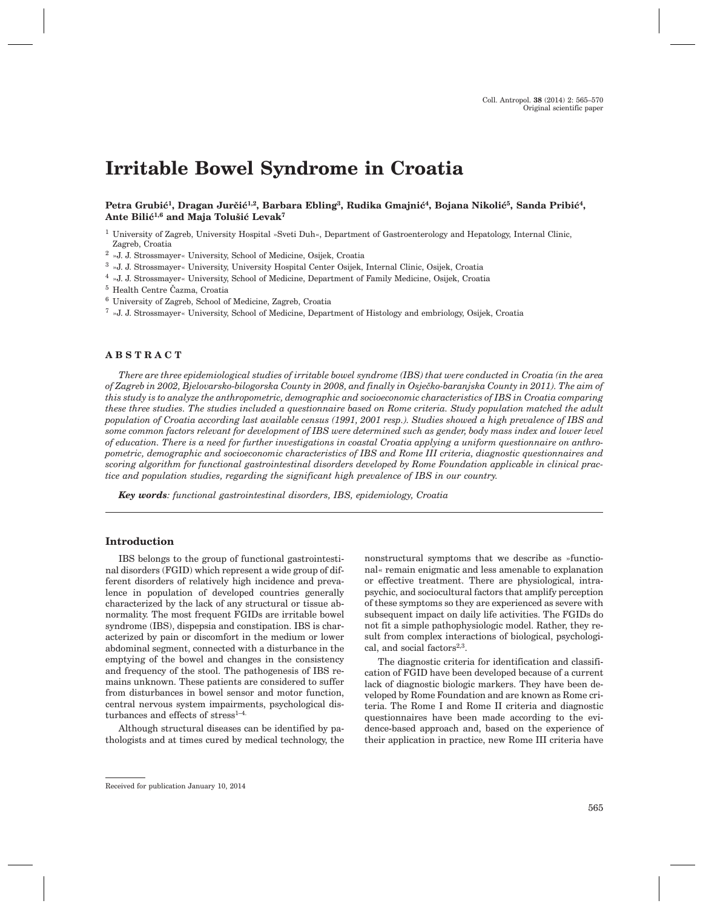# Irritable Bowel Syndrome in Croatia

**Petra Grubić[1], Dragan Jurčić[1,2], Barbara Ebling[3], Rudika Gmajnić[4], Bojana Nikolić[5], Sanda Pribić[4], Ante Bilić[1,6] and Maja Tolušić Levak[7]**

[1] University of Zagreb, University Hospital »Sveti Duh«, Department of Gastroenterology and Hepatology, Internal Clinic, Zagreb, Croatia

[2] »J. J. Strossmayer« University, School of Medicine, Osijek, Croatia

[3] »J. J. Strossmayer« University, University Hospital Center Osijek, Internal Clinic, Osijek, Croatia

[4] »J. J. Strossmayer« University, School of Medicine, Department of Family Medicine, Osijek, Croatia

[5] Health Centre Čazma, Croatia

[6] University of Zagreb, School of Medicine, Zagreb, Croatia

[7] »J. J. Strossmayer« University, School of Medicine, Department of Histology and embriology, Osijek, Croatia

## ABSTRACT

*There are three epidemiological studies of irritable bowel syndrome (IBS) that were conducted in Croatia (in the area of Zagreb in 2002, Bjelovarsko-bilogorska County in 2008, and finally in Osječko-baranjska County in 2011). The aim of this study is to analyze the anthropometric, demographic and socioeconomic characteristics of IBS in Croatia comparing these three studies. The studies included a questionnaire based on Rome criteria. Study population matched the adult population of Croatia according last available census (1991, 2001 resp.). Studies showed a high prevalence of IBS and some common factors relevant for development of IBS were determined such as gender, body mass index and lower level of education. There is a need for further investigations in coastal Croatia applying a uniform questionnaire on anthropometric, demographic and socioeconomic characteristics of IBS and Rome III criteria, diagnostic questionnaires and scoring algorithm for functional gastrointestinal disorders developed by Rome Foundation applicable in clinical practice and population studies, regarding the significant high prevalence of IBS in our country.*

***Key words****: functional gastrointestinal disorders, IBS, epidemiology, Croatia*

## Introduction

IBS belongs to the group of functional gastrointestinal disorders (FGID) which represent a wide group of different disorders of relatively high incidence and prevalence in population of developed countries generally characterized by the lack of any structural or tissue abnormality. The most frequent FGIDs are irritable bowel syndrome (IBS), dispepsia and constipation. IBS is characterized by pain or discomfort in the medium or lower abdominal segment, connected with a disturbance in the emptying of the bowel and changes in the consistency and frequency of the stool. The pathogenesis of IBS remains unknown. These patients are considered to suffer from disturbances in bowel sensor and motor function, central nervous system impairments, psychological disturbances and effects of stress[1–4].

Although structural diseases can be identified by pathologists and at times cured by medical technology, the nonstructural symptoms that we describe as »functional« remain enigmatic and less amenable to explanation or effective treatment. There are physiological, intrapsychic, and sociocultural factors that amplify perception of these symptoms so they are experienced as severe with subsequent impact on daily life activities. The FGIDs do not fit a simple pathophysiologic model. Rather, they result from complex interactions of biological, psychological, and social factors[2,3].

The diagnostic criteria for identification and classification of FGID have been developed because of a current lack of diagnostic biologic markers. They have been developed by Rome Foundation and are known as Rome criteria. The Rome I and Rome II criteria and diagnostic questionnaires have been made according to the evidence-based approach and, based on the experience of their application in practice, new Rome III criteria have

Received for publication January 10, 2014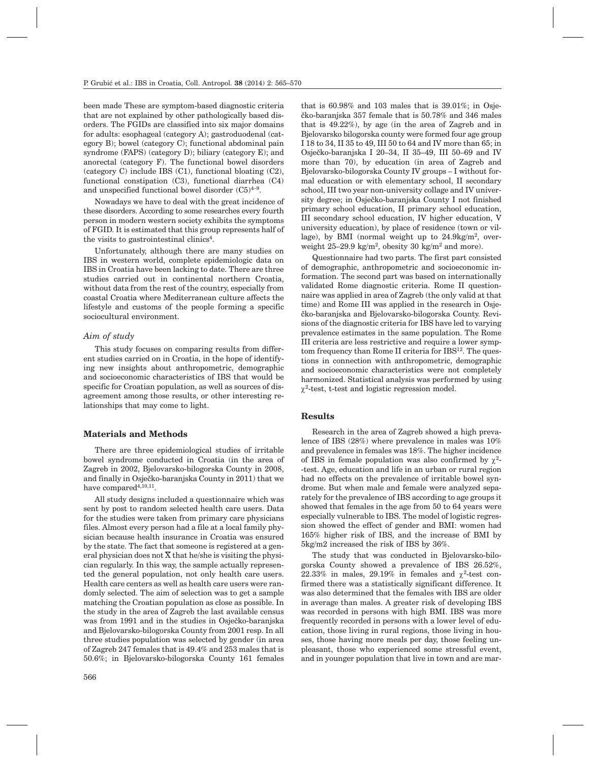been made These are symptom-based diagnostic criteria that are not explained by other pathologically based disorders. The FGIDs are classified into six major domains for adults: esophageal (category A); gastroduodenal (category B); bowel (category C); functional abdominal pain syndrome (FAPS) (category D); biliary (category E); and anorectal (category F). The functional bowel disorders (category C) include IBS (C1), functional bloating (C2), functional constipation (C3), functional diarrhea (C4) and unspecified functional bowel disorder (C5)[4–9].

Nowadays we have to deal with the great incidence of these disorders. According to some researches every fourth person in modern western society exhibits the symptoms of FGID. It is estimated that this group represents half of the visits to gastrointestinal clinics[4].

Unfortunately, although there are many studies on IBS in western world, complete epidemiologic data on IBS in Croatia have been lacking to date. There are three studies carried out in continental northern Croatia, without data from the rest of the country, especially from coastal Croatia where Mediterranean culture affects the lifestyle and customs of the people forming a specific sociocultural environment.

### *Aim of study*

This study focuses on comparing results from different studies carried on in Croatia, in the hope of identifying new insights about anthropometric, demographic and socioeconomic characteristics of IBS that would be specific for Croatian population, as well as sources of disagreement among those results, or other interesting relationships that may come to light.

## Materials and Methods

There are three epidemiological studies of irritable bowel syndrome conducted in Croatia (in the area of Zagreb in 2002, Bjelovarsko-bilogorska County in 2008, and finally in Osječko-baranjska County in 2011) that we have compared[4,10,11].

All study designs included a questionnaire which was sent by post to random selected health care users. Data for the studies were taken from primary care physicians files. Almost every person had a file at a local family physician because health insurance in Croatia was ensured by the state. The fact that someone is registered at a general physician does not $\overline{X}$ that he/she is visiting the physician regularly. In this way, the sample actually represented the general population, not only health care users. Health care centers as well as health care users were randomly selected. The aim of selection was to get a sample matching the Croatian population as close as possible. In the study in the area of Zagreb the last available census was from 1991 and in the studies in Osječko-baranjska and Bjelovarsko-bilogorska County from 2001 resp. In all three studies population was selected by gender (in area of Zagreb 247 females that is 49.4% and 253 males that is 50.6%; in Bjelovarsko-bilogorska County 161 females that is 60.98% and 103 males that is 39.01%; in Osječko-baranjska 357 female that is 50.78% and 346 males that is 49.22%), by age (in the area of Zagreb and in Bjelovarsko bilogorska county were formed four age group I 18 to 34, II 35 to 49, III 50 to 64 and IV more than 65; in Osječko-baranjska I 20–34, II 35–49, III 50–69 and IV more than 70), by education (in area of Zagreb and Bjelovarsko-bilogorska County IV groups – I without formal education or with elementary school, II secondary school, III two year non-university collage and IV university degree; in Osječko-baranjska County I not finished primary school education, II primary school education, III secondary school education, IV higher education, V university education), by place of residence (town or village), by BMI (normal weight up to 24.9kg/m$^2$, overweight 25–29.9 kg/m$^2$, obesity 30 kg/m$^2$ and more).

Questionnaire had two parts. The first part consisted of demographic, anthropometric and socioeconomic information. The second part was based on internationally validated Rome diagnostic criteria. Rome II questionnaire was applied in area of Zagreb (the only valid at that time) and Rome III was applied in the research in Osječko-baranjska and Bjelovarsko-bilogorska County. Revisions of the diagnostic criteria for IBS have led to varying prevalence estimates in the same population. The Rome III criteria are less restrictive and require a lower symptom frequency than Rome II criteria for IBS[12]. The questions in connection with anthropometric, demographic and socioeconomic characteristics were not completely harmonized. Statistical analysis was performed by using $\chi^2$-test, t-test and logistic regression model.

## Results

Research in the area of Zagreb showed a high prevalence of IBS (28%) where prevalence in males was 10% and prevalence in females was 18%. The higher incidence of IBS in female population was also confirmed by $\chi^2$--test. Age, education and life in an urban or rural region had no effects on the prevalence of irritable bowel syndrome. But when male and female were analyzed separately for the prevalence of IBS according to age groups it showed that females in the age from 50 to 64 years were especially vulnerable to IBS. The model of logistic regression showed the effect of gender and BMI: women had 165% higher risk of IBS, and the increase of BMI by 5kg/m2 increased the risk of IBS by 36%.

The study that was conducted in Bjelovarsko-bilogorska County showed a prevalence of IBS 26.52%, 22.33% in males, 29.19% in females and $\chi^2$-test confirmed there was a statistically significant difference. It was also determined that the females with IBS are older in average than males. A greater risk of developing IBS was recorded in persons with high BMI. IBS was more frequently recorded in persons with a lower level of education, those living in rural regions, those living in houses, those having more meals per day, those feeling unpleasant, those who experienced some stressful event, and in younger population that live in town and are mar-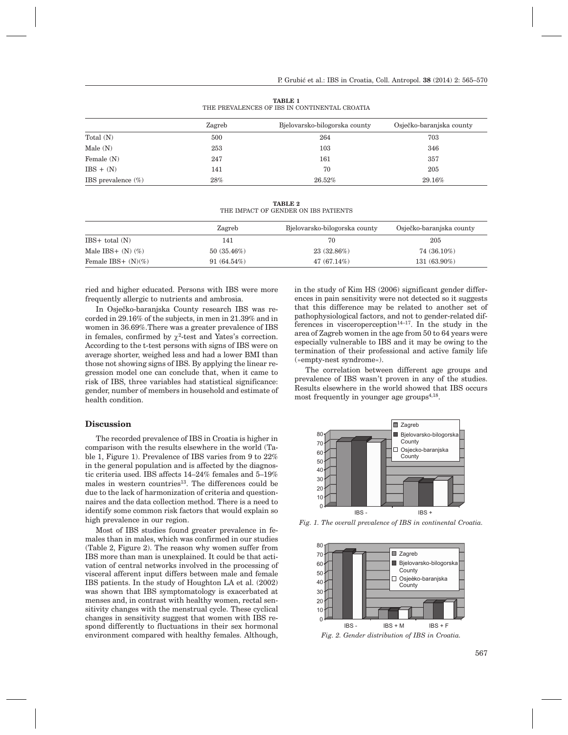**TABLE 1**
THE PREVALENCES OF IBS IN CONTINENTAL CROATIA

| | Zagreb | Bjelovarsko-bilogorska county | Osječko-baranjska county |
|---|---|---|---|
| Total (N) | 500 | 264 | 703 |
| Male (N) | 253 | 103 | 346 |
| Female (N) | 247 | 161 | 357 |
| IBS + (N) | 141 | 70 | 205 |
| IBS prevalence (%) | 28% | 26.52% | 29.16% |

**TABLE 2**
THE IMPACT OF GENDER ON IBS PATIENTS

| | Zagreb | Bjelovarsko-bilogorska county | Osječko-baranjska county |
|---|---|---|---|
| IBS+ total (N) | 141 | 70 | 205 |
| Male IBS+ (N) (%) | 50 (35.46%) | 23 (32.86%) | 74 (36.10%) |
| Female IBS+ (N)(%) | 91 (64.54%) | 47 (67.14%) | 131 (63.90%) |

ried and higher educated. Persons with IBS were more frequently allergic to nutrients and ambrosia.

In Osječko-baranjska County research IBS was recorded in 29.16% of the subjects, in men in 21.39% and in women in 36.69%.There was a greater prevalence of IBS in females, confirmed by $\chi^2$-test and Yates's correction. According to the t-test persons with signs of IBS were on average shorter, weighed less and had a lower BMI than those not showing signs of IBS. By applying the linear regression model one can conclude that, when it came to risk of IBS, three variables had statistical significance: gender, number of members in household and estimate of health condition.

## Discussion

The recorded prevalence of IBS in Croatia is higher in comparison with the results elsewhere in the world (Table 1, Figure 1). Prevalence of IBS varies from 9 to 22% in the general population and is affected by the diagnostic criteria used. IBS affects 14–24% females and 5–19% males in western countries[13]. The differences could be due to the lack of harmonization of criteria and questionnaires and the data collection method. There is a need to identify some common risk factors that would explain so high prevalence in our region.

Most of IBS studies found greater prevalence in females than in males, which was confirmed in our studies (Table 2, Figure 2). The reason why women suffer from IBS more than man is unexplained. It could be that activation of central networks involved in the processing of visceral afferent input differs between male and female IBS patients. In the study of Houghton LA et al. (2002) was shown that IBS symptomatology is exacerbated at menses and, in contrast with healthy women, rectal sensitivity changes with the menstrual cycle. These cyclical changes in sensitivity suggest that women with IBS respond differently to fluctuations in their sex hormonal environment compared with healthy females. Although, in the study of Kim HS (2006) significant gender differences in pain sensitivity were not detected so it suggests that this difference may be related to another set of pathophysiological factors, and not to gender-related differences in visceroperception[14–17]. In the study in the area of Zagreb women in the age from 50 to 64 years were especially vulnerable to IBS and it may be owing to the termination of their professional and active family life (»empty-nest syndrome«).

The correlation between different age groups and prevalence of IBS wasn't proven in any of the studies. Results elsewhere in the world showed that IBS occurs most frequently in younger age groups[4,18].

*Fig. 1. The overall prevalence of IBS in continental Croatia.*

*Fig. 2. Gender distribution of IBS in Croatia.*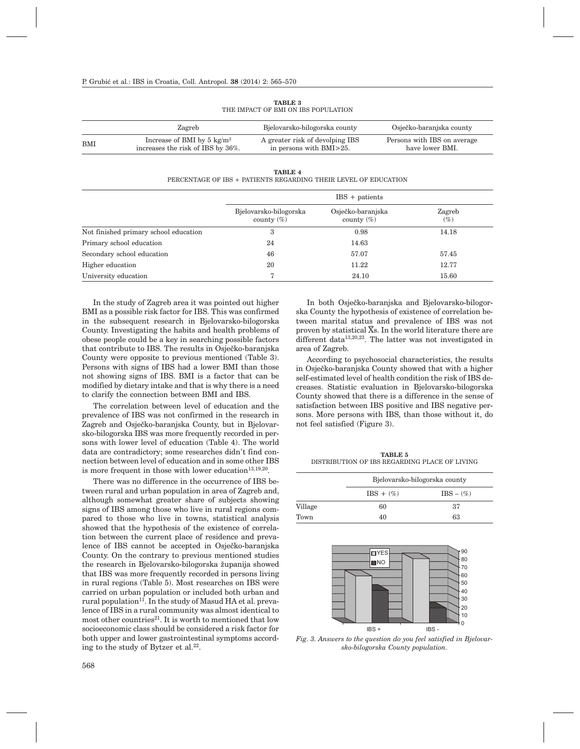**TABLE 3**
THE IMPACT OF BMI ON IBS POPULATION

| | Zagreb | Bjelovarsko-bilogorska county | Osječko-baranjska county |
|---|---|---|---|
| BMI | Increase of BMI by 5 $kg/m^2$ increases the risk of IBS by 36%. | A greater risk of devolping IBS in persons with BMI>25. | Persons with IBS on average have lower BMI. |

**TABLE 4**
PERCENTAGE OF IBS + PATIENTS REGARDING THEIR LEVEL OF EDUCATION

| | IBS + patients | | |
|---|---|---|---|
| | Bjelovarsko-bilogorska county (%) | Osječko-baranjska county (%) | Zagreb (%) |
| Not finished primary school education | 3 | 0.98 | 14.18 |
| Primary school education | 24 | 14.63 | |
| Secondary school education | 46 | 57.07 | 57.45 |
| Higher education | 20 | 11.22 | 12.77 |
| University education | 7 | 24.10 | 15.60 |

In the study of Zagreb area it was pointed out higher BMI as a possible risk factor for IBS. This was confirmed in the subsequent research in Bjelovarsko-bilogorska County. Investigating the habits and health problems of obese people could be a key in searching possible factors that contribute to IBS. The results in Osječko-baranjska County were opposite to previous mentioned (Table 3). Persons with signs of IBS had a lower BMI than those not showing signs of IBS. BMI is a factor that can be modified by dietary intake and that is why there is a need to clarify the connection between BMI and IBS.

The correlation between level of education and the prevalence of IBS was not confirmed in the research in Zagreb and Osječko-baranjska County, but in Bjelovarsko-bilogorska IBS was more frequently recorded in persons with lower level of education (Table 4). The world data are contradictory; some researches didn't find connection between level of education and in some other IBS is more frequent in those with lower education[13,19,20].

There was no difference in the occurrence of IBS between rural and urban population in area of Zagreb and, although somewhat greater share of subjects showing signs of IBS among those who live in rural regions compared to those who live in towns, statistical analysis showed that the hypothesis of the existence of correlation between the current place of residence and prevalence of IBS cannot be accepted in Osječko-baranjska County. On the contrary to previous mentioned studies the research in Bjelovarsko-bilogorska županija showed that IBS was more frequently recorded in persons living in rural regions (Table 5). Most researches on IBS were carried on urban population or included both urban and rural population[11]. In the study of Masud HA et al. prevalence of IBS in a rural community was almost identical to most other countries[21]. It is worth to mentioned that low socioeconomic class should be considered a risk factor for both upper and lower gastrointestinal symptoms according to the study of Bytzer et al.[22].

In both Osječko-baranjska and Bjelovarsko-bilogorska County the hypothesis of existence of correlation between marital status and prevalence of IBS was not proven by statistical $\overline{X}$s. In the world literature there are different data[13,20,23]. The latter was not investigated in area of Zagreb.

According to psychosocial characteristics, the results in Osječko-baranjska County showed that with a higher self-estimated level of health condition the risk of IBS decreases. Statistic evaluation in Bjelovarsko-bilogorska County showed that there is a difference in the sense of satisfaction between IBS positive and IBS negative persons. More persons with IBS, than those without it, do not feel satisfied (Figure 3).

**TABLE 5**
DISTRIBUTION OF IBS REGARDING PLACE OF LIVING

| | Bjelovarsko-bilogorska county | |
|---|---|---|
| | IBS + (%) | IBS – (%) |
| Village | 60 | 37 |
| Town | 40 | 63 |

*Fig. 3. Answers to the question do you feel satisfied in Bjelovarsko-bilogorska County population.*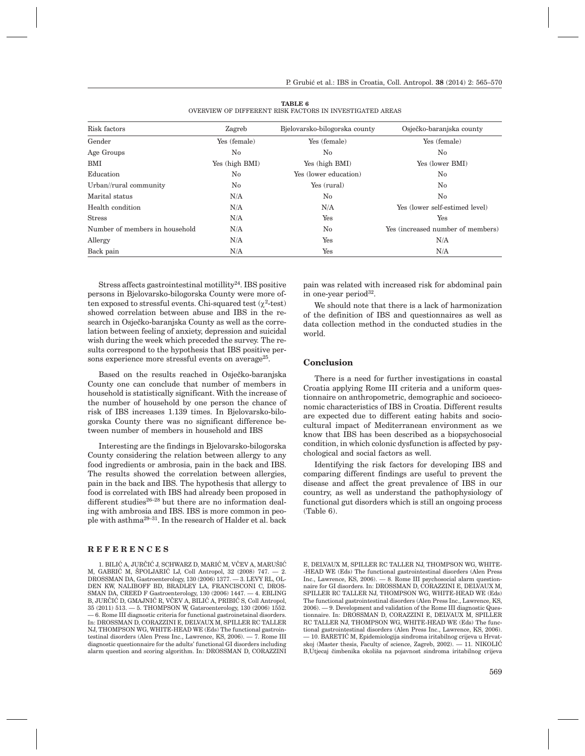**TABLE 6**
OVERVIEW OF DIFFERENT RISK FACTORS IN INVESTIGATED AREAS

| Risk factors | Zagreb | Bjelovarsko-bilogorska county | Osječko-baranjska county |
|---|---|---|---|
| Gender | Yes (female) | Yes (female) | Yes (female) |
| Age Groups | No | No | No |
| BMI | Yes (high BMI) | Yes (high BMI) | Yes (lower BMI) |
| Education | No | Yes (lower education) | No |
| Urban//rural community | No | Yes (rural) | No |
| Marital status | N/A | No | No |
| Health condition | N/A | N/A | Yes (lower self-estimed level) |
| Stress | N/A | Yes | Yes |
| Number of members in household | N/A | No | Yes (increased number of members) |
| Allergy | N/A | Yes | N/A |
| Back pain | N/A | Yes | N/A |

Stress affects gastrointestinal motillity[24]. IBS positive persons in Bjelovarsko-bilogorska County were more often exposed to stressful events. Chi-squared test ($\chi^2$-test) showed correlation between abuse and IBS in the research in Osječko-baranjska County as well as the correlation between feeling of anxiety, depression and suicidal wish during the week which preceded the survey. The results correspond to the hypothesis that IBS positive persons experience more stressful events on average[25].

Based on the results reached in Osječko-baranjska County one can conclude that number of members in household is statistically significant. With the increase of the number of household by one person the chance of risk of IBS increases 1.139 times. In Bjelovarsko-bilogorska County there was no significant difference between number of members in household and IBS

Interesting are the findings in Bjelovarsko-bilogorska County considering the relation between allergy to any food ingredients or ambrosia, pain in the back and IBS. The results showed the correlation between allergies, pain in the back and IBS. The hypothesis that allergy to food is correlated with IBS had already been proposed in different studies[26–28] but there are no information dealing with ambrosia and IBS. IBS is more common in people with asthma[29–31]. In the research of Halder et al. back pain was related with increased risk for abdominal pain in one-year period[32].

We should note that there is a lack of harmonization of the definition of IBS and questionnaires as well as data collection method in the conducted studies in the world.

## Conclusion

There is a need for further investigations in coastal Croatia applying Rome III criteria and a uniform questionnaire on anthropometric, demographic and socioeconomic characteristics of IBS in Croatia. Different results are expected due to different eating habits and sociocultural impact of Mediterranean environment as we know that IBS has been described as a biopsychosocial condition, in which colonic dysfunction is affected by psychological and social factors as well.

Identifying the risk factors for developing IBS and comparing different findings are useful to prevent the disease and affect the great prevalence of IBS in our country, as well as understand the pathophysiology of functional gut disorders which is still an ongoing process (Table 6).

## REFERENCES

1. BILIĆ A, JURČIĆ J, SCHWARZ D, MARIĆ M, VČEV A, MARUŠIĆ M, GABRIĆ M, ŠPOLJARIĆ LJ, Coll Antropol, 32 (2008) 747. — 2. DROSSMAN DA, Gastroenterology, 130 (2006) 1377. — 3. LEVY RL, OLDEN KW, NALIBOFF BD, BRADLEY LA, FRANCISCONI C, DROSSMAN DA, CREED F Gastroenterology, 130 (2006) 1447. — 4. EBLING B, JURČIĆ D, GMAJNIĆ R, VČEV A, BILIĆ A, PRIBIĆ S, Coll Antropol, 35 (2011) 513. — 5. THOMPSON W, Gatsroenterology, 130 (2006) 1552. — 6. Rome III diagnostic criteria for functional gastrointetsinal disorders. In: DROSSMAN D, CORAZZINI E, DELVAUX M, SPILLER RC TALLER NJ, THOMPSON WG, WHITE-HEAD WE (Eds) The functional gastrointestinal disorders (Alen Press Inc., Lawrence, KS, 2006). — 7. Rome III diagnostic questionnaire for the adults' functional GI disorders including alarm question and scoring algorithm. In: DROSSMAN D, CORAZZINI E, DELVAUX M, SPILLER RC TALLER NJ, THOMPSON WG, WHITE-HEAD WE (Eds) The functional gastrointestinal disorders (Alen Press Inc., Lawrence, KS, 2006). — 8. Rome III psychosocial alarm questionnaire for GI disorders. In: DROSSMAN D, CORAZZINI E, DELVAUX M, SPILLER RC TALLER NJ, THOMPSON WG, WHITE-HEAD WE (Eds) The functional gastrointestinal disorders (Alen Press Inc., Lawrence, KS, 2006). — 9. Development and validation of the Rome III diagnostic Questionnaire. In: DROSSMAN D, CORAZZINI E, DELVAUX M, SPILLER RC TALLER NJ, THOMPSON WG, WHITE-HEAD WE (Eds) The functional gastrointestinal disorders (Alen Press Inc., Lawrence, KS, 2006). — 10. BARETIĆ M, Epidemiologija sindroma iritabilnog crijeva u Hrvatskoj (Master thesis, Faculty of science, Zagreb, 2002). — 11. NIKOLIĆ B,Utjecaj čimbenika okoliša na pojavnost sindroma iritabilnog crijeva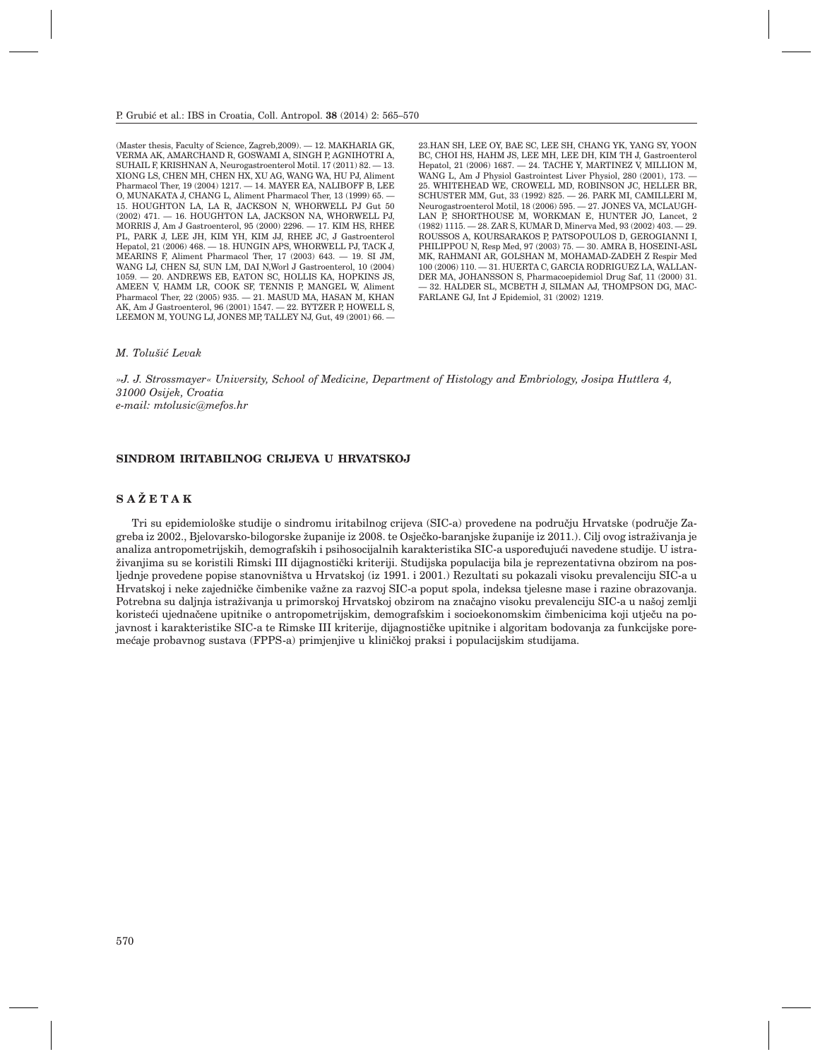(Master thesis, Faculty of Science, Zagreb,2009). — 12. MAKHARIA GK, VERMA AK, AMARCHAND R, GOSWAMI A, SINGH P, AGNIHOTRI A, SUHAIL F, KRISHNAN A, Neurogastroenterol Motil. 17 (2011) 82. — 13. XIONG LS, CHEN MH, CHEN HX, XU AG, WANG WA, HU PJ, Aliment Pharmacol Ther, 19 (2004) 1217. — 14. MAYER EA, NALIBOFF B, LEE O, MUNAKATA J, CHANG L, Aliment Pharmacol Ther, 13 (1999) 65. — 15. HOUGHTON LA, LA R, JACKSON N, WHORWELL PJ Gut 50 (2002) 471. — 16. HOUGHTON LA, JACKSON NA, WHORWELL PJ, MORRIS J, Am J Gastroenterol, 95 (2000) 2296. — 17. KIM HS, RHEE PL, PARK J, LEE JH, KIM YH, KIM JJ, RHEE JC, J Gastroenterol Hepatol, 21 (2006) 468. — 18. HUNGIN APS, WHORWELL PJ, TACK J, MEARINS F, Aliment Pharmacol Ther, 17 (2003) 643. — 19. SI JM, WANG LJ, CHEN SJ, SUN LM, DAI N,Worl J Gastroenterol, 10 (2004) 1059. — 20. ANDREWS EB, EATON SC, HOLLIS KA, HOPKINS JS, AMEEN V, HAMM LR, COOK SF, TENNIS P, MANGEL W, Aliment Pharmacol Ther, 22 (2005) 935. — 21. MASUD MA, HASAN M, KHAN AK, Am J Gastroenterol, 96 (2001) 1547. — 22. BYTZER P, HOWELL S, LEEMON M, YOUNG LJ, JONES MP, TALLEY NJ, Gut, 49 (2001) 66. — 23.HAN SH, LEE OY, BAE SC, LEE SH, CHANG YK, YANG SY, YOON BC, CHOI HS, HAHM JS, LEE MH, LEE DH, KIM TH J, Gastroenterol Hepatol, 21 (2006) 1687. — 24. TACHE Y, MARTINEZ V, MILLION M, WANG L, Am J Physiol Gastrointest Liver Physiol, 280 (2001), 173. — 25. WHITEHEAD WE, CROWELL MD, ROBINSON JC, HELLER BR, SCHUSTER MM, Gut, 33 (1992) 825. — 26. PARK MI, CAMILLERI M, Neurogastroenterol Motil, 18 (2006) 595. — 27. JONES VA, MCLAUGHLAN P, SHORTHOUSE M, WORKMAN E, HUNTER JO, Lancet, 2 (1982) 1115. — 28. ZAR S, KUMAR D, Minerva Med, 93 (2002) 403. — 29. ROUSSOS A, KOURSARAKOS P, PATSOPOULOS D, GEROGIANNI I, PHILIPPOU N, Resp Med, 97 (2003) 75. — 30. AMRA B, HOSEINI-ASL MK, RAHMANI AR, GOLSHAN M, MOHAMAD-ZADEH Z Respir Med 100 (2006) 110. — 31. HUERTA C, GARCIA RODRIGUEZ LA, WALLANDER MA, JOHANSSON S, Pharmacoepidemiol Drug Saf, 11 (2000) 31. — 32. HALDER SL, MCBETH J, SILMAN AJ, THOMPSON DG, MACFARLANE GJ, Int J Epidemiol, 31 (2002) 1219.

*M. Tolušić Levak*

*»J. J. Strossmayer« University, School of Medicine, Department of Histology and Embriology, Josipa Huttlera 4, 31000 Osijek, Croatia*
*e-mail: mtolusic@mefos.hr*

## SINDROM IRITABILNOG CRIJEVA U HRVATSKOJ

## S A Ž E T A K

Tri su epidemiološke studije o sindromu iritabilnog crijeva (SIC-a) provedene na području Hrvatske (područje Zagreba iz 2002., Bjelovarsko-bilogorske županije iz 2008. te Osječko-baranjske županije iz 2011.). Cilj ovog istraživanja je analiza antropometrijskih, demografskih i psihosocijalnih karakteristika SIC-a uspoređujući navedene studije. U istraživanjima su se koristili Rimski III dijagnostički kriteriji. Studijska populacija bila je reprezentativna obzirom na posljednje provedene popise stanovništva u Hrvatskoj (iz 1991. i 2001.) Rezultati su pokazali visoku prevalenciju SIC-a u Hrvatskoj i neke zajedničke čimbenike važne za razvoj SIC-a poput spola, indeksa tjelesne mase i razine obrazovanja. Potrebna su daljnja istraživanja u primorskoj Hrvatskoj obzirom na značajno visoku prevalenciju SIC-a u našoj zemlji koristeći ujednačene upitnike o antropometrijskim, demografskim i socioekonomskim čimbenicima koji utječu na pojavnost i karakteristike SIC-a te Rimske III kriterije, dijagnostičke upitnike i algoritam bodovanja za funkcijske poremećaje probavnog sustava (FPPS-a) primjenjive u kliničkoj praksi i populacijskim studijama.